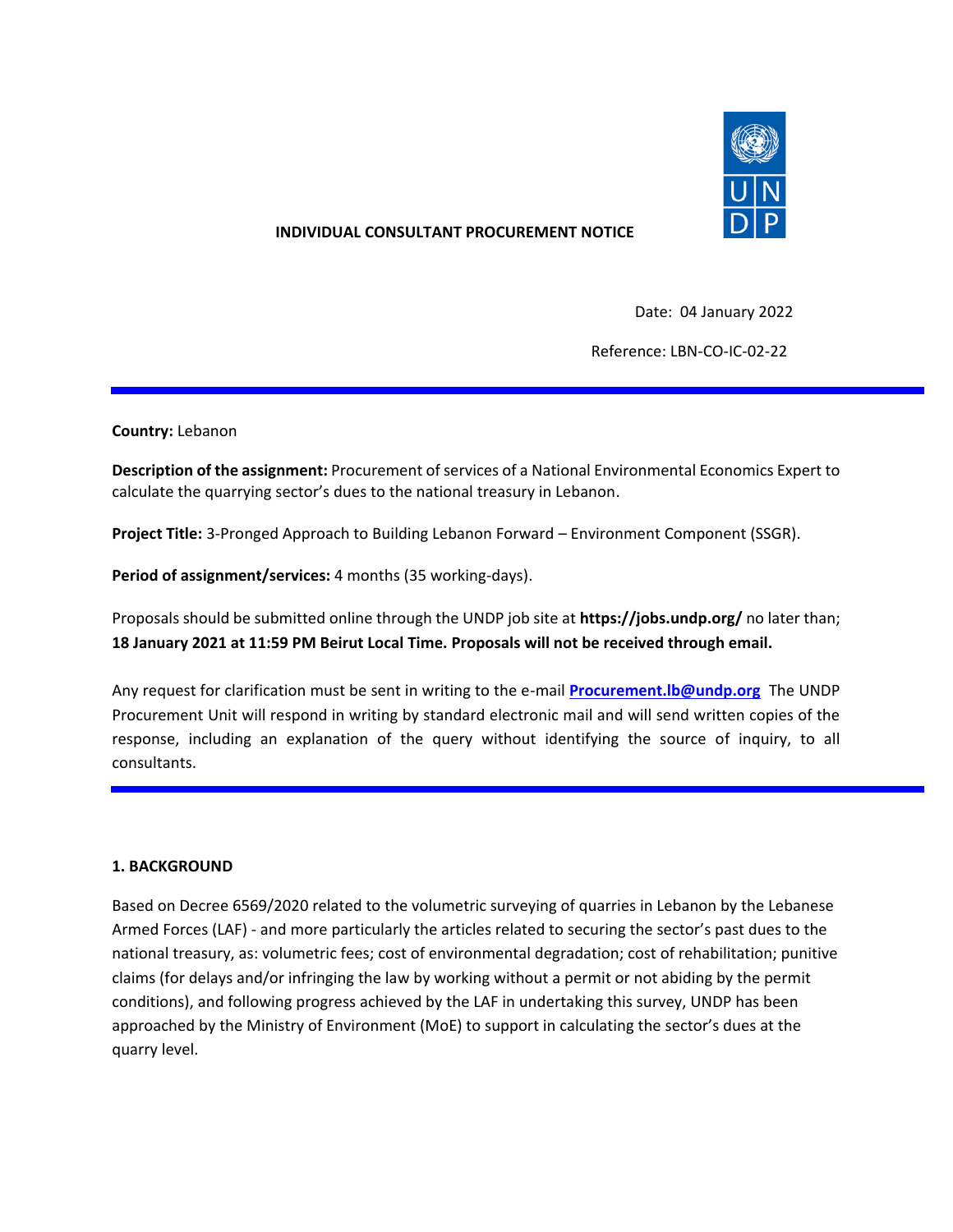**INDIVIDUAL CONSULTANT PROCUREMENT NOTICE**

Date: 04 January 2022

Reference: LBN-CO-IC-02-22

---

**Country:** Lebanon

**Description of the assignment:** Procurement of services of a National Environmental Economics Expert to calculate the quarrying sector's dues to the national treasury in Lebanon.

**Project Title:** 3-Pronged Approach to Building Lebanon Forward – Environment Component (SSGR).

**Period of assignment/services:** 4 months (35 working-days).

Proposals should be submitted online through the UNDP job site at **https://jobs.undp.org/** no later than; **18 January 2021 at 11:59 PM Beirut Local Time. Proposals will not be received through email.**

Any request for clarification must be sent in writing to the e-mail **Procurement.lb@undp.org** The UNDP Procurement Unit will respond in writing by standard electronic mail and will send written copies of the response, including an explanation of the query without identifying the source of inquiry, to all consultants.

---

## 1. BACKGROUND

Based on Decree 6569/2020 related to the volumetric surveying of quarries in Lebanon by the Lebanese Armed Forces (LAF) - and more particularly the articles related to securing the sector's past dues to the national treasury, as: volumetric fees; cost of environmental degradation; cost of rehabilitation; punitive claims (for delays and/or infringing the law by working without a permit or not abiding by the permit conditions), and following progress achieved by the LAF in undertaking this survey, UNDP has been approached by the Ministry of Environment (MoE) to support in calculating the sector's dues at the quarry level.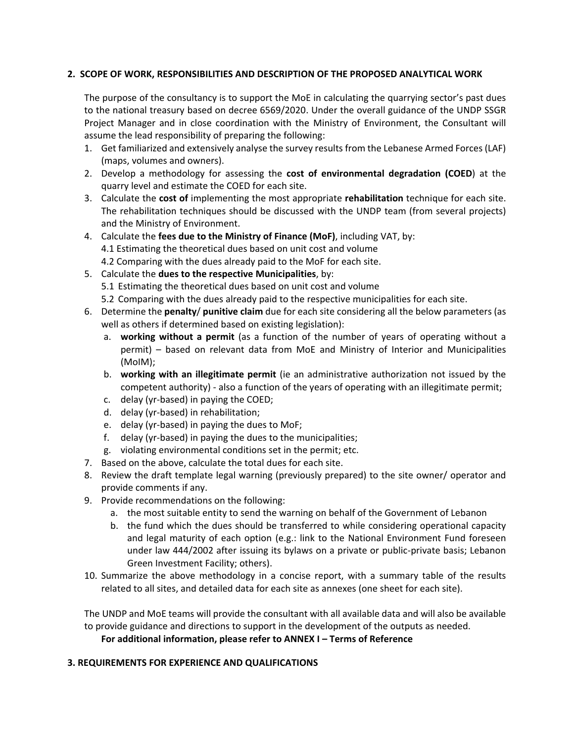## 2. SCOPE OF WORK, RESPONSIBILITIES AND DESCRIPTION OF THE PROPOSED ANALYTICAL WORK

The purpose of the consultancy is to support the MoE in calculating the quarrying sector's past dues to the national treasury based on decree 6569/2020. Under the overall guidance of the UNDP SSGR Project Manager and in close coordination with the Ministry of Environment, the Consultant will assume the lead responsibility of preparing the following:

1. Get familiarized and extensively analyse the survey results from the Lebanese Armed Forces (LAF) (maps, volumes and owners).
2. Develop a methodology for assessing the **cost of environmental degradation (COED**) at the quarry level and estimate the COED for each site.
3. Calculate the **cost of** implementing the most appropriate **rehabilitation** technique for each site. The rehabilitation techniques should be discussed with the UNDP team (from several projects) and the Ministry of Environment.
4. Calculate the **fees due to the Ministry of Finance (MoF)**, including VAT, by:
   4.1 Estimating the theoretical dues based on unit cost and volume
   4.2 Comparing with the dues already paid to the MoF for each site.
5. Calculate the **dues to the respective Municipalities**, by:
   5.1 Estimating the theoretical dues based on unit cost and volume
   5.2 Comparing with the dues already paid to the respective municipalities for each site.
6. Determine the **penalty**/ **punitive claim** due for each site considering all the below parameters (as well as others if determined based on existing legislation):
   a. **working without a permit** (as a function of the number of years of operating without a permit) – based on relevant data from MoE and Ministry of Interior and Municipalities (MoIM);
   b. **working with an illegitimate permit** (ie an administrative authorization not issued by the competent authority) - also a function of the years of operating with an illegitimate permit;
   c. delay (yr-based) in paying the COED;
   d. delay (yr-based) in rehabilitation;
   e. delay (yr-based) in paying the dues to MoF;
   f. delay (yr-based) in paying the dues to the municipalities;
   g. violating environmental conditions set in the permit; etc.
7. Based on the above, calculate the total dues for each site.
8. Review the draft template legal warning (previously prepared) to the site owner/ operator and provide comments if any.
9. Provide recommendations on the following:
   a. the most suitable entity to send the warning on behalf of the Government of Lebanon
   b. the fund which the dues should be transferred to while considering operational capacity and legal maturity of each option (e.g.: link to the National Environment Fund foreseen under law 444/2002 after issuing its bylaws on a private or public-private basis; Lebanon Green Investment Facility; others).
10. Summarize the above methodology in a concise report, with a summary table of the results related to all sites, and detailed data for each site as annexes (one sheet for each site).

The UNDP and MoE teams will provide the consultant with all available data and will also be available to provide guidance and directions to support in the development of the outputs as needed.

**For additional information, please refer to ANNEX I – Terms of Reference**

## 3. REQUIREMENTS FOR EXPERIENCE AND QUALIFICATIONS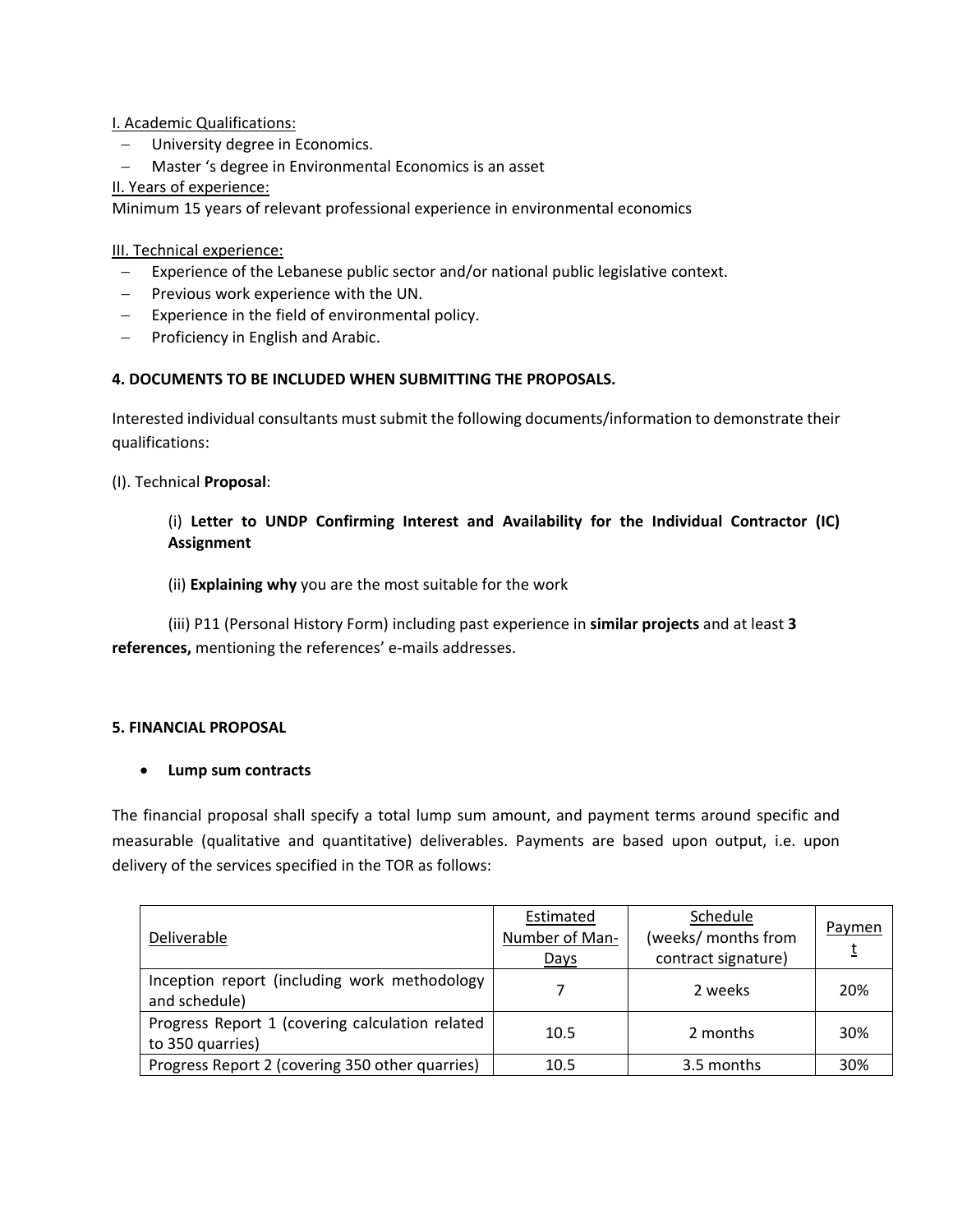I. Academic Qualifications:

- University degree in Economics.
- Master 's degree in Environmental Economics is an asset

II. Years of experience:

Minimum 15 years of relevant professional experience in environmental economics

III. Technical experience:

- Experience of the Lebanese public sector and/or national public legislative context.
- Previous work experience with the UN.
- Experience in the field of environmental policy.
- Proficiency in English and Arabic.

**4. DOCUMENTS TO BE INCLUDED WHEN SUBMITTING THE PROPOSALS.**

Interested individual consultants must submit the following documents/information to demonstrate their qualifications:

(I). Technical **Proposal**:

(i) **Letter to UNDP Confirming Interest and Availability for the Individual Contractor (IC) Assignment**

(ii) **Explaining why** you are the most suitable for the work

(iii) P11 (Personal History Form) including past experience in **similar projects** and at least **3 references,** mentioning the references' e-mails addresses.

**5. FINANCIAL PROPOSAL**

- **Lump sum contracts**

The financial proposal shall specify a total lump sum amount, and payment terms around specific and measurable (qualitative and quantitative) deliverables. Payments are based upon output, i.e. upon delivery of the services specified in the TOR as follows:

| Deliverable | Estimated Number of Man-Days | Schedule (weeks/ months from contract signature) | Payment |
|---|---|---|---|
| Inception report (including work methodology and schedule) | 7 | 2 weeks | 20% |
| Progress Report 1 (covering calculation related to 350 quarries) | 10.5 | 2 months | 30% |
| Progress Report 2 (covering 350 other quarries) | 10.5 | 3.5 months | 30% |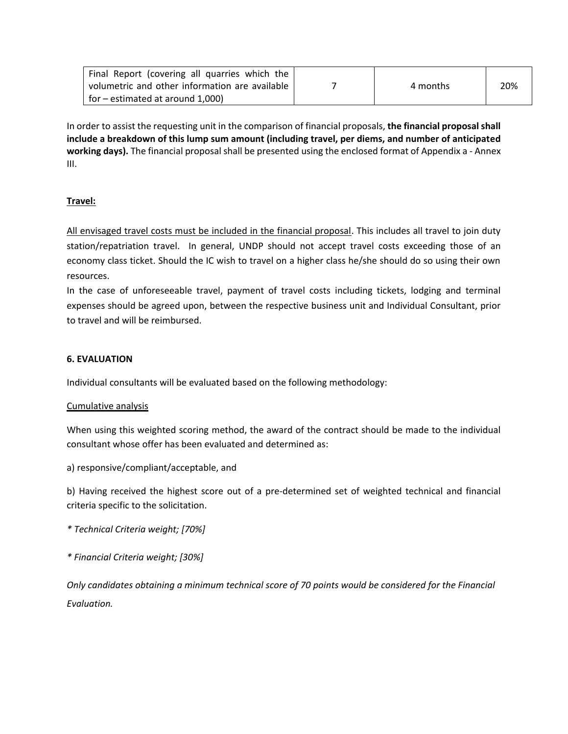| | | | |
|---|---|---|---|
| Final Report (covering all quarries which the volumetric and other information are available for – estimated at around 1,000) | 7 | 4 months | 20% |

In order to assist the requesting unit in the comparison of financial proposals, **the financial proposal shall include a breakdown of this lump sum amount (including travel, per diems, and number of anticipated working days).** The financial proposal shall be presented using the enclosed format of Appendix a - Annex III.

**Travel:**

All envisaged travel costs must be included in the financial proposal. This includes all travel to join duty station/repatriation travel. In general, UNDP should not accept travel costs exceeding those of an economy class ticket. Should the IC wish to travel on a higher class he/she should do so using their own resources.

In the case of unforeseeable travel, payment of travel costs including tickets, lodging and terminal expenses should be agreed upon, between the respective business unit and Individual Consultant, prior to travel and will be reimbursed.

### 6. EVALUATION

Individual consultants will be evaluated based on the following methodology:

Cumulative analysis

When using this weighted scoring method, the award of the contract should be made to the individual consultant whose offer has been evaluated and determined as:

a) responsive/compliant/acceptable, and

b) Having received the highest score out of a pre-determined set of weighted technical and financial criteria specific to the solicitation.

*\* Technical Criteria weight; [70%]*

*\* Financial Criteria weight; [30%]*

*Only candidates obtaining a minimum technical score of 70 points would be considered for the Financial Evaluation.*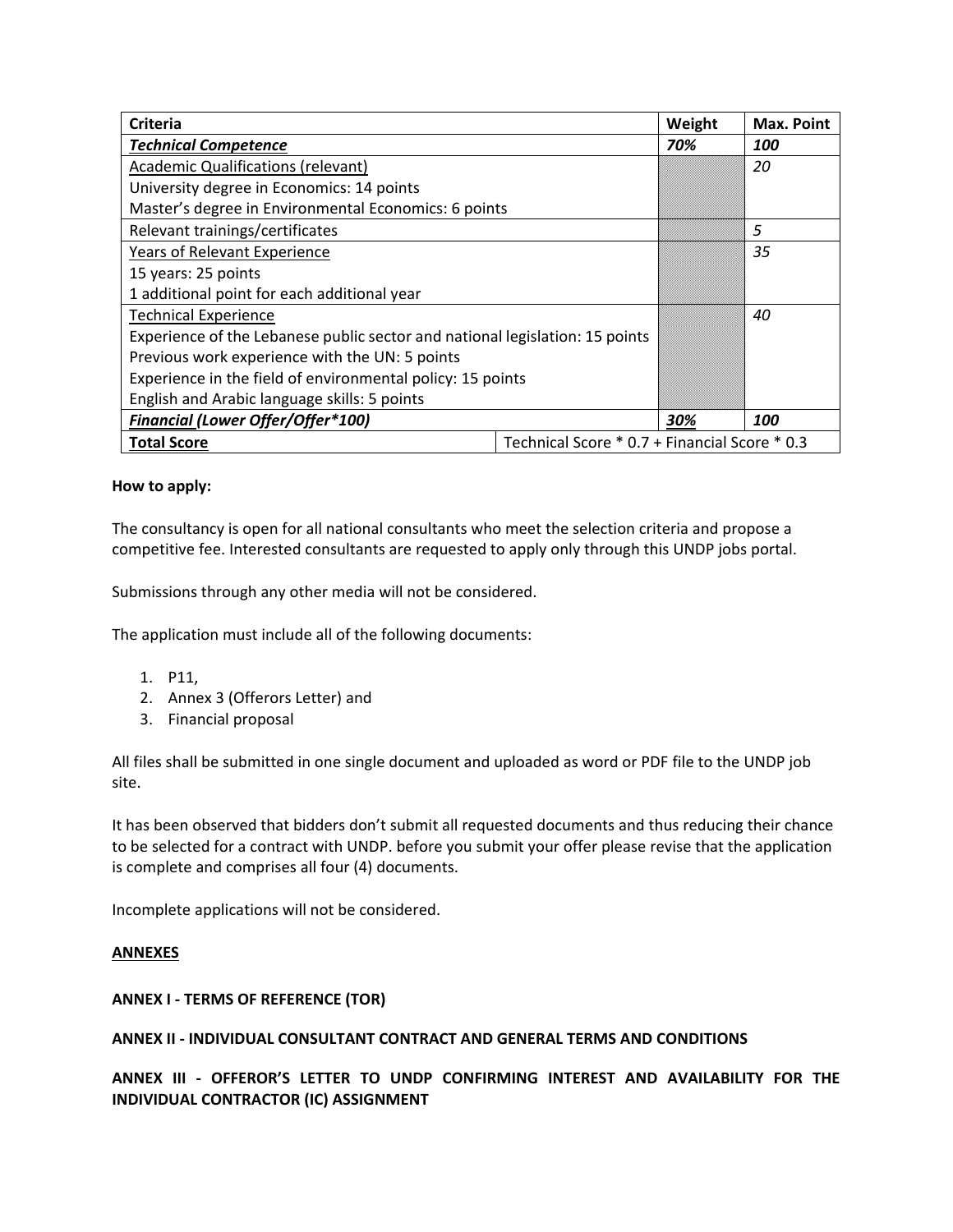| Criteria | Weight | Max. Point |
| --- | --- | --- |
| ***Technical Competence*** | ***70%*** | ***100*** |
| Academic Qualifications (relevant)<br>University degree in Economics: 14 points<br>Master's degree in Environmental Economics: 6 points | | *20* |
| Relevant trainings/certificates | | *5* |
| Years of Relevant Experience<br>15 years: 25 points<br>1 additional point for each additional year | | *35* |
| Technical Experience<br>Experience of the Lebanese public sector and national legislation: 15 points<br>Previous work experience with the UN: 5 points<br>Experience in the field of environmental policy: 15 points<br>English and Arabic language skills: 5 points | | *40* |
| ***Financial** (Lower Offer/Offer*100)* | ***30%*** | ***100*** |
| **Total Score** | Technical Score * 0.7 + Financial Score * 0.3 | |

**How to apply:**

The consultancy is open for all national consultants who meet the selection criteria and propose a competitive fee. Interested consultants are requested to apply only through this UNDP jobs portal.

Submissions through any other media will not be considered.

The application must include all of the following documents:

1. P11,
2. Annex 3 (Offerors Letter) and
3. Financial proposal

All files shall be submitted in one single document and uploaded as word or PDF file to the UNDP job site.

It has been observed that bidders don't submit all requested documents and thus reducing their chance to be selected for a contract with UNDP. before you submit your offer please revise that the application is complete and comprises all four (4) documents.

Incomplete applications will not be considered.

**ANNEXES**

**ANNEX I - TERMS OF REFERENCE (TOR)**

**ANNEX II - INDIVIDUAL CONSULTANT CONTRACT AND GENERAL TERMS AND CONDITIONS**

**ANNEX III - OFFEROR'S LETTER TO UNDP CONFIRMING INTEREST AND AVAILABILITY FOR THE INDIVIDUAL CONTRACTOR (IC) ASSIGNMENT**